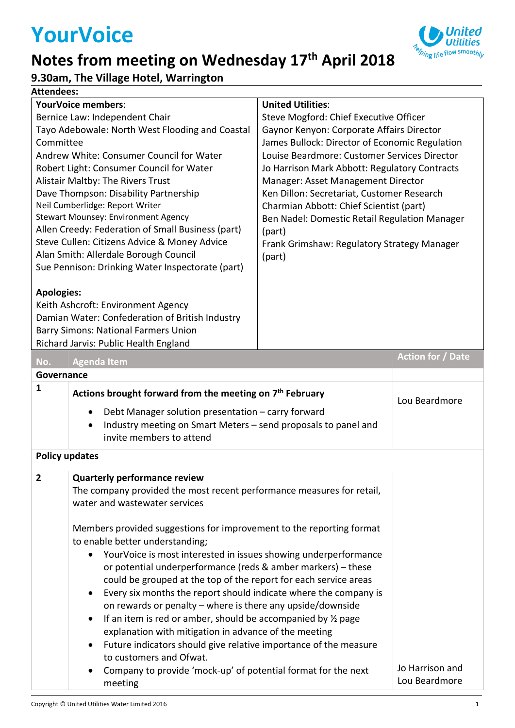# YourVoice

## Notes from meeting on Wednesday 17th April 2018

### 9.30am, The Village Hotel, Warrington

**Attendees:**

| **YourVoice members**: | **United Utilities**: |
|---|---|
| Bernice Law: Independent Chair<br>Tayo Adebowale: North West Flooding and Coastal Committee<br>Andrew White: Consumer Council for Water<br>Robert Light: Consumer Council for Water<br>Alistair Maltby: The Rivers Trust<br>Dave Thompson: Disability Partnership<br>Neil Cumberlidge: Report Writer<br>Stewart Mounsey: Environment Agency<br>Allen Creedy: Federation of Small Business (part)<br>Steve Cullen: Citizens Advice & Money Advice<br>Alan Smith: Allerdale Borough Council<br>Sue Pennison: Drinking Water Inspectorate (part)<br><br>**Apologies:**<br>Keith Ashcroft: Environment Agency<br>Damian Water: Confederation of British Industry<br>Barry Simons: National Farmers Union<br>Richard Jarvis: Public Health England | Steve Mogford: Chief Executive Officer<br>Gaynor Kenyon: Corporate Affairs Director<br>James Bullock: Director of Economic Regulation<br>Louise Beardmore: Customer Services Director<br>Jo Harrison Mark Abbott: Regulatory Contracts Manager: Asset Management Director<br>Ken Dillon: Secretariat, Customer Research<br>Charmian Abbott: Chief Scientist (part)<br>Ben Nadel: Domestic Retail Regulation Manager (part)<br>Frank Grimshaw: Regulatory Strategy Manager (part) |

| No. | Agenda Item | Action for / Date |
|---|---|---|
| **Governance** | | |
| 1 | **Actions brought forward from the meeting on 7th February**<br>• Debt Manager solution presentation – carry forward<br>• Industry meeting on Smart Meters – send proposals to panel and invite members to attend | Lou Beardmore |
| **Policy updates** | | |
| 2 | **Quarterly performance review**<br>The company provided the most recent performance measures for retail, water and wastewater services<br><br>Members provided suggestions for improvement to the reporting format to enable better understanding;<br>• YourVoice is most interested in issues showing underperformance or potential underperformance (reds & amber markers) – these could be grouped at the top of the report for each service areas<br>• Every six months the report should indicate where the company is on rewards or penalty – where is there any upside/downside<br>• If an item is red or amber, should be accompanied by ½ page explanation with mitigation in advance of the meeting<br>• Future indicators should give relative importance of the measure to customers and Ofwat.<br>• Company to provide 'mock-up' of potential format for the next meeting | Jo Harrison and Lou Beardmore |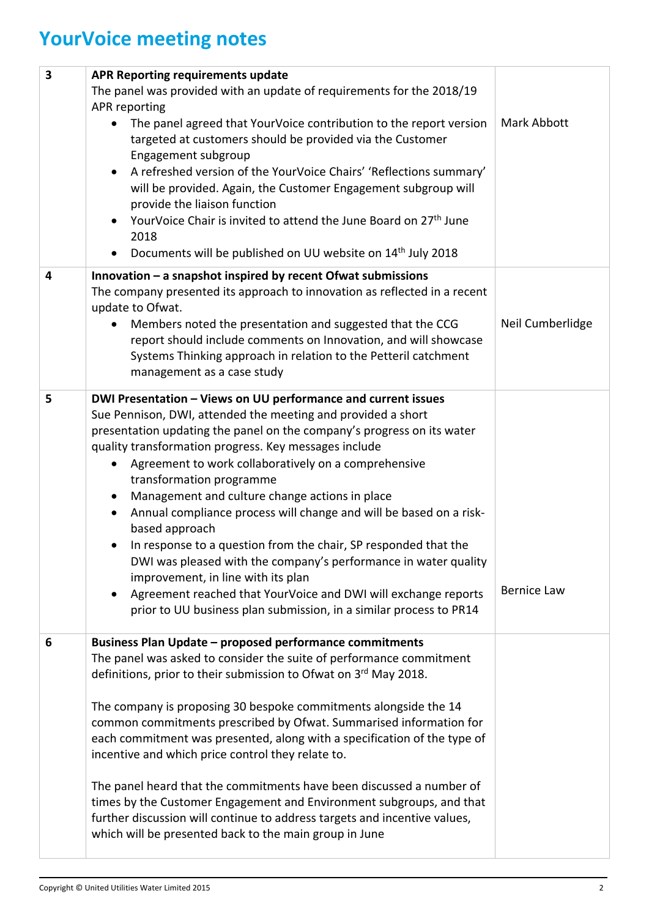# YourVoice meeting notes

| | | |
|---|---|---|
| 3 | **APR Reporting requirements update**<br>The panel was provided with an update of requirements for the 2018/19 APR reporting<br>• The panel agreed that YourVoice contribution to the report version targeted at customers should be provided via the Customer Engagement subgroup<br>• A refreshed version of the YourVoice Chairs' 'Reflections summary' will be provided. Again, the Customer Engagement subgroup will provide the liaison function<br>• YourVoice Chair is invited to attend the June Board on 27th June 2018<br>• Documents will be published on UU website on 14th July 2018 | Mark Abbott |
| 4 | **Innovation – a snapshot inspired by recent Ofwat submissions**<br>The company presented its approach to innovation as reflected in a recent update to Ofwat.<br>• Members noted the presentation and suggested that the CCG report should include comments on Innovation, and will showcase Systems Thinking approach in relation to the Petteril catchment management as a case study | Neil Cumberlidge |
| 5 | **DWI Presentation – Views on UU performance and current issues**<br>Sue Pennison, DWI, attended the meeting and provided a short presentation updating the panel on the company's progress on its water quality transformation progress. Key messages include<br>• Agreement to work collaboratively on a comprehensive transformation programme<br>• Management and culture change actions in place<br>• Annual compliance process will change and will be based on a risk-based approach<br>• In response to a question from the chair, SP responded that the DWI was pleased with the company's performance in water quality improvement, in line with its plan<br>• Agreement reached that YourVoice and DWI will exchange reports prior to UU business plan submission, in a similar process to PR14 | Bernice Law |
| 6 | **Business Plan Update – proposed performance commitments**<br>The panel was asked to consider the suite of performance commitment definitions, prior to their submission to Ofwat on 3rd May 2018.<br><br>The company is proposing 30 bespoke commitments alongside the 14 common commitments prescribed by Ofwat. Summarised information for each commitment was presented, along with a specification of the type of incentive and which price control they relate to.<br><br>The panel heard that the commitments have been discussed a number of times by the Customer Engagement and Environment subgroups, and that further discussion will continue to address targets and incentive values, which will be presented back to the main group in June | |

Copyright © United Utilities Water Limited 2015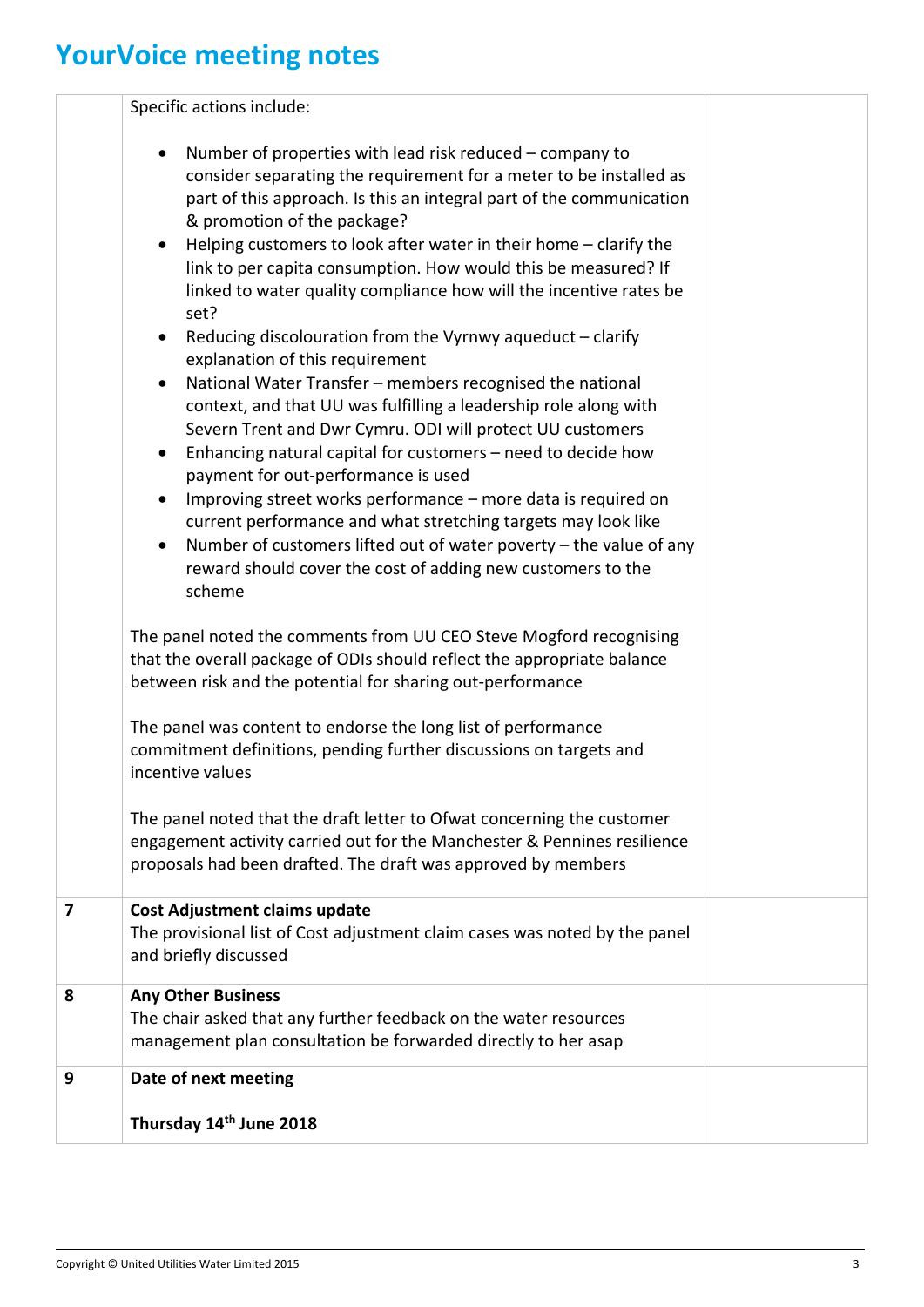# YourVoice meeting notes

| | | |
|---|---|---|
| | Specific actions include:<br><br>• Number of properties with lead risk reduced – company to consider separating the requirement for a meter to be installed as part of this approach. Is this an integral part of the communication & promotion of the package?<br>• Helping customers to look after water in their home – clarify the link to per capita consumption. How would this be measured? If linked to water quality compliance how will the incentive rates be set?<br>• Reducing discolouration from the Vyrnwy aqueduct – clarify explanation of this requirement<br>• National Water Transfer – members recognised the national context, and that UU was fulfilling a leadership role along with Severn Trent and Dwr Cymru. ODI will protect UU customers<br>• Enhancing natural capital for customers – need to decide how payment for out-performance is used<br>• Improving street works performance – more data is required on current performance and what stretching targets may look like<br>• Number of customers lifted out of water poverty – the value of any reward should cover the cost of adding new customers to the scheme<br><br>The panel noted the comments from UU CEO Steve Mogford recognising that the overall package of ODIs should reflect the appropriate balance between risk and the potential for sharing out-performance<br><br>The panel was content to endorse the long list of performance commitment definitions, pending further discussions on targets and incentive values<br><br>The panel noted that the draft letter to Ofwat concerning the customer engagement activity carried out for the Manchester & Pennines resilience proposals had been drafted. The draft was approved by members | |
| **7** | **Cost Adjustment claims update**<br>The provisional list of Cost adjustment claim cases was noted by the panel and briefly discussed | |
| **8** | **Any Other Business**<br>The chair asked that any further feedback on the water resources management plan consultation be forwarded directly to her asap | |
| **9** | **Date of next meeting**<br><br>**Thursday 14th June 2018** | |

Copyright © United Utilities Water Limited 2015